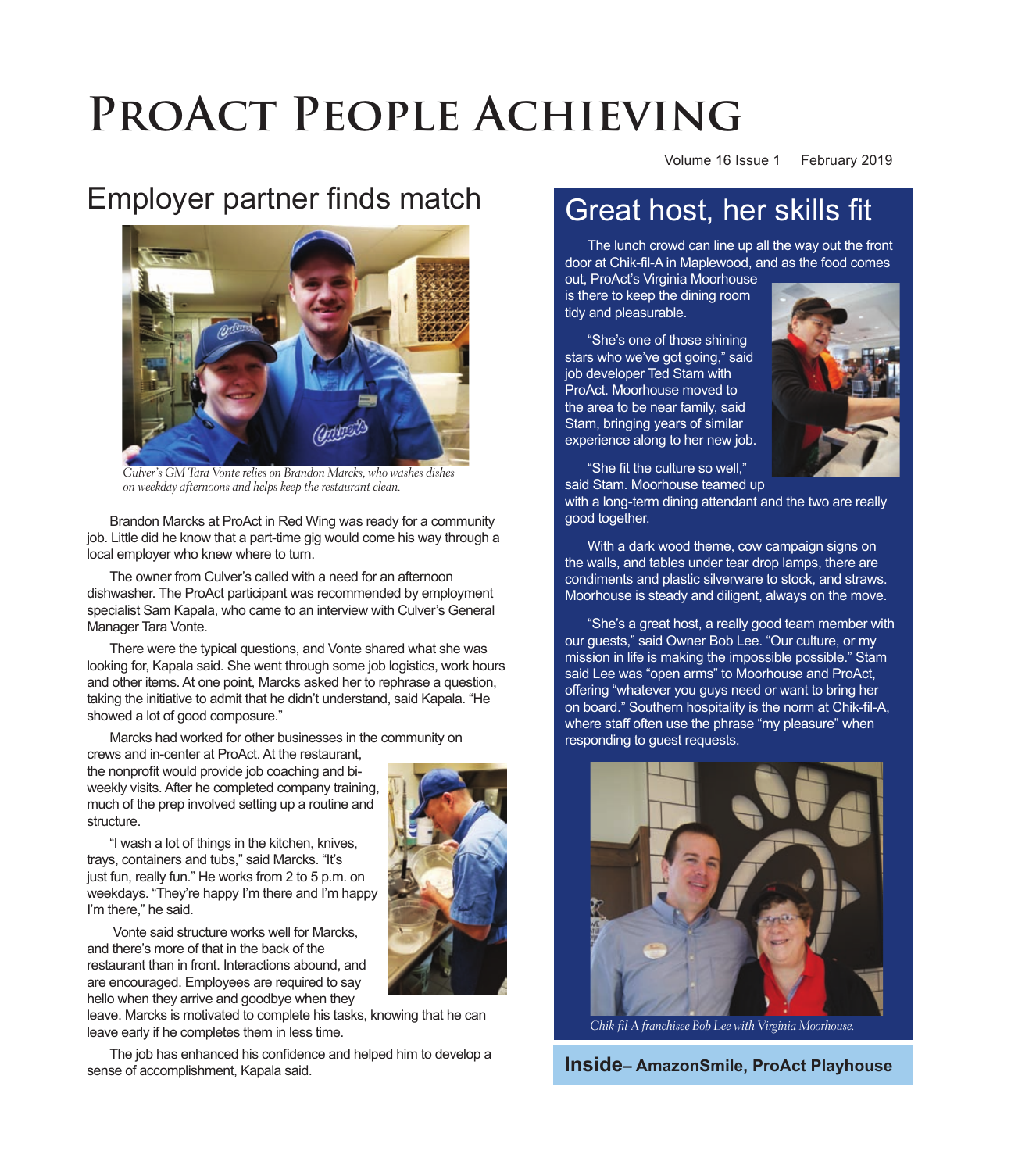# ProAct People Achieving

Volume 16 Issue 1 February 2019

## Employer partner finds match

*Culver's GM Tara Vonte relies on Brandon Marcks, who washes dishes on weekday afternoons and helps keep the restaurant clean.*

Brandon Marcks at ProAct in Red Wing was ready for a community job. Little did he know that a part-time gig would come his way through a local employer who knew where to turn.

The owner from Culver's called with a need for an afternoon dishwasher. The ProAct participant was recommended by employment specialist Sam Kapala, who came to an interview with Culver's General Manager Tara Vonte.

There were the typical questions, and Vonte shared what she was looking for, Kapala said. She went through some job logistics, work hours and other items. At one point, Marcks asked her to rephrase a question, taking the initiative to admit that he didn't understand, said Kapala. "He showed a lot of good composure."

Marcks had worked for other businesses in the community on crews and in-center at ProAct. At the restaurant, the nonprofit would provide job coaching and bi-weekly visits. After he completed company training, much of the prep involved setting up a routine and structure.

"I wash a lot of things in the kitchen, knives, trays, containers and tubs," said Marcks. "It's just fun, really fun." He works from 2 to 5 p.m. on weekdays. "They're happy I'm there and I'm happy I'm there," he said.

Vonte said structure works well for Marcks, and there's more of that in the back of the restaurant than in front. Interactions abound, and are encouraged. Employees are required to say hello when they arrive and goodbye when they leave. Marcks is motivated to complete his tasks, knowing that he can leave early if he completes them in less time.

The job has enhanced his confidence and helped him to develop a sense of accomplishment, Kapala said.

## Great host, her skills fit

The lunch crowd can line up all the way out the front door at Chik-fil-A in Maplewood, and as the food comes out, ProAct's Virginia Moorhouse is there to keep the dining room tidy and pleasurable.

"She's one of those shining stars who we've got going," said job developer Ted Stam with ProAct. Moorhouse moved to the area to be near family, said Stam, bringing years of similar experience along to her new job.

"She fit the culture so well," said Stam. Moorhouse teamed up with a long-term dining attendant and the two are really good together.

With a dark wood theme, cow campaign signs on the walls, and tables under tear drop lamps, there are condiments and plastic silverware to stock, and straws. Moorhouse is steady and diligent, always on the move.

"She's a great host, a really good team member with our guests," said Owner Bob Lee. "Our culture, or my mission in life is making the impossible possible." Stam said Lee was "open arms" to Moorhouse and ProAct, offering "whatever you guys need or want to bring her on board." Southern hospitality is the norm at Chik-fil-A, where staff often use the phrase "my pleasure" when responding to guest requests.

*Chik-fil-A franchisee Bob Lee with Virginia Moorhouse.*

**Inside– AmazonSmile, ProAct Playhouse**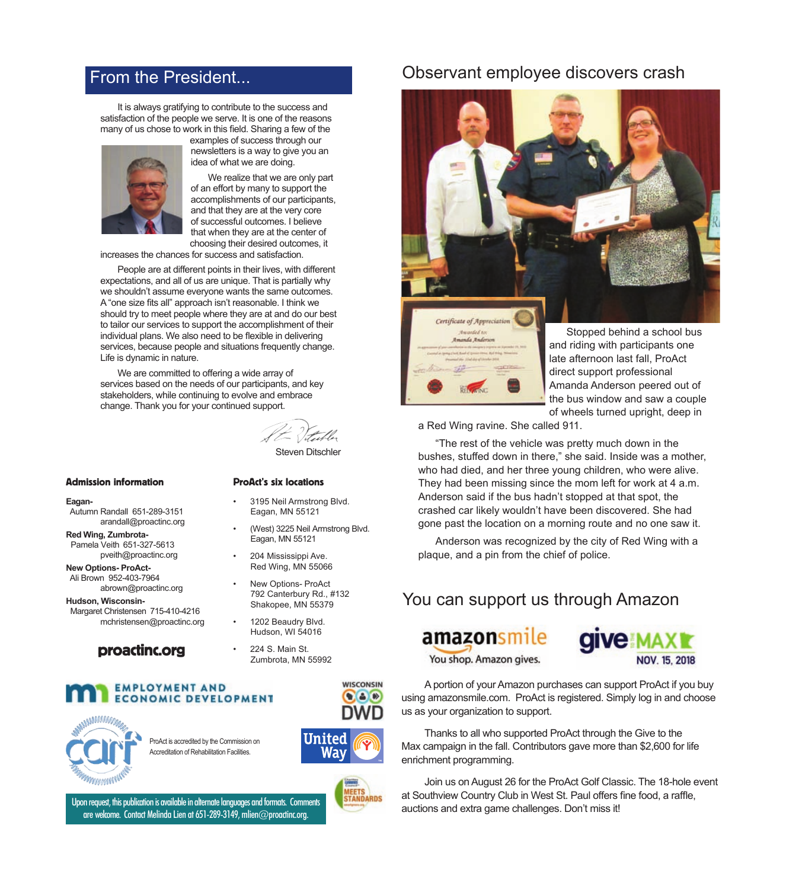## From the President...

It is always gratifying to contribute to the success and satisfaction of the people we serve. It is one of the reasons many of us chose to work in this field. Sharing a few of the examples of success through our newsletters is a way to give you an idea of what we are doing.

We realize that we are only part of an effort by many to support the accomplishments of our participants, and that they are at the very core of successful outcomes. I believe that when they are at the center of choosing their desired outcomes, it increases the chances for success and satisfaction.

People are at different points in their lives, with different expectations, and all of us are unique. That is partially why we shouldn't assume everyone wants the same outcomes. A "one size fits all" approach isn't reasonable. I think we should try to meet people where they are at and do our best to tailor our services to support the accomplishment of their individual plans. We also need to be flexible in delivering services, because people and situations frequently change. Life is dynamic in nature.

We are committed to offering a wide array of services based on the needs of our participants, and key stakeholders, while continuing to evolve and embrace change. Thank you for your continued support.

Steven Ditschler

### Admission information

**Eagan-**
Autumn Randall 651-289-3151
arandall@proactinc.org

**Red Wing, Zumbrota-**
Pamela Veith 651-327-5613
pveith@proactinc.org

**New Options- ProAct-**
Ali Brown 952-403-7964
abrown@proactinc.org

**Hudson, Wisconsin-**
Margaret Christensen 715-410-4216
mchristensen@proactinc.org

**proactinc.org**

### ProAct's six locations

- 3195 Neil Armstrong Blvd.
  Eagan, MN 55121
- (West) 3225 Neil Armstrong Blvd.
  Eagan, MN 55121
- 204 Mississippi Ave.
  Red Wing, MN 55066
- New Options- ProAct
  792 Canterbury Rd., #132
  Shakopee, MN 55379
- 1202 Beaudry Blvd.
  Hudson, WI 54016
- 224 S. Main St.
  Zumbrota, MN 55992

ProAct is accredited by the Commission on Accreditation of Rehabilitation Facilities.

Upon request, this publication is available in alternate languages and formats. Comments are welcome. Contact Melinda Lien at 651-289-3149, mlien@proactinc.org.

## Observant employee discovers crash

Stopped behind a school bus and riding with participants one late afternoon last fall, ProAct direct support professional Amanda Anderson peered out of the bus window and saw a couple of wheels turned upright, deep in a Red Wing ravine. She called 911.

"The rest of the vehicle was pretty much down in the bushes, stuffed down in there," she said. Inside was a mother, who had died, and her three young children, who were alive. They had been missing since the mom left for work at 4 a.m. Anderson said if the bus hadn't stopped at that spot, the crashed car likely wouldn't have been discovered. She had gone past the location on a morning route and no one saw it.

Anderson was recognized by the city of Red Wing with a plaque, and a pin from the chief of police.

## You can support us through Amazon

A portion of your Amazon purchases can support ProAct if you buy using amazonsmile.com. ProAct is registered. Simply log in and choose us as your organization to support.

Thanks to all who supported ProAct through the Give to the Max campaign in the fall. Contributors gave more than $2,600 for life enrichment programming.

Join us on August 26 for the ProAct Golf Classic. The 18-hole event at Southview Country Club in West St. Paul offers fine food, a raffle, auctions and extra game challenges. Don't miss it!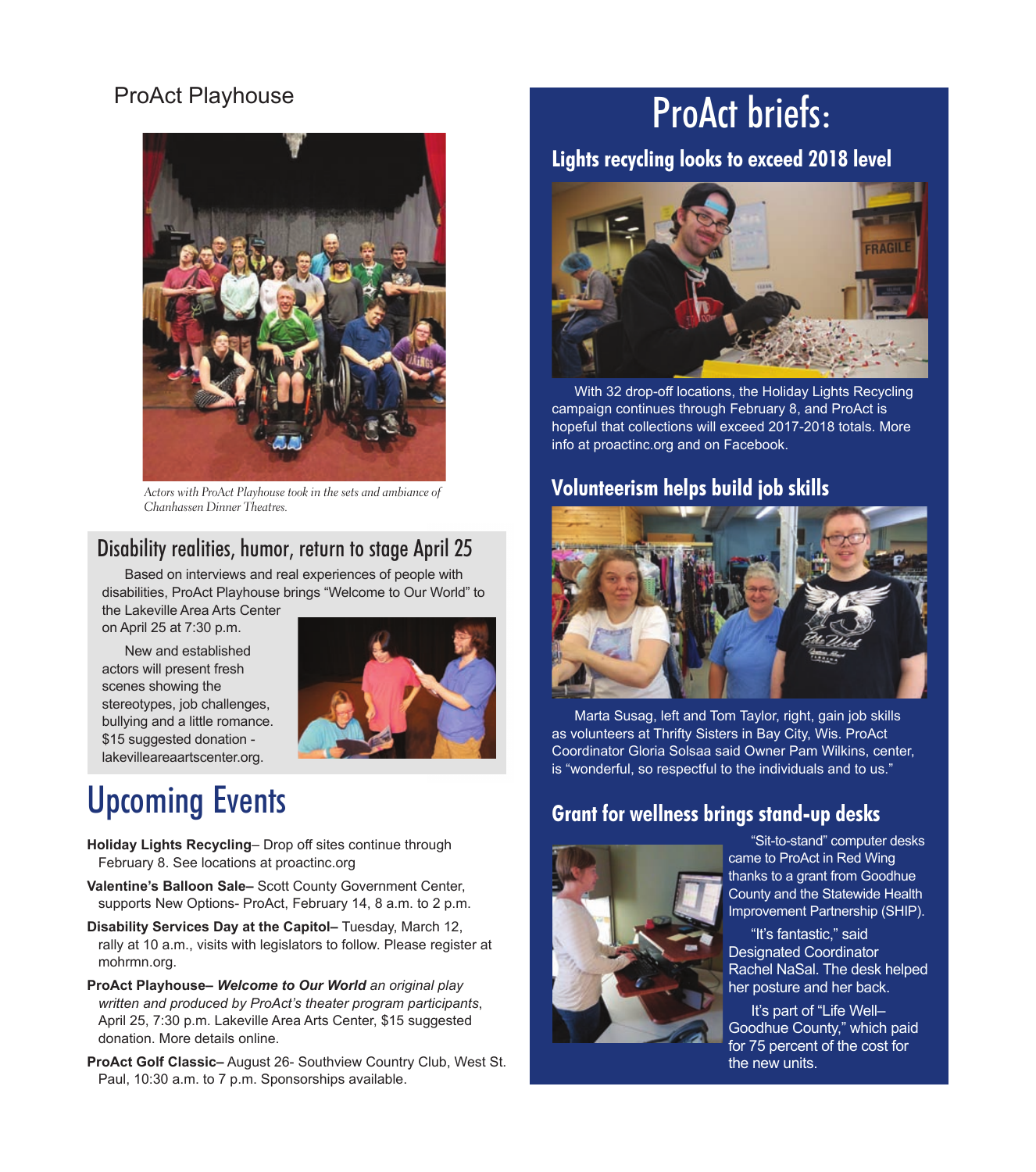## ProAct Playhouse

*Actors with ProAct Playhouse took in the sets and ambiance of Chanhassen Dinner Theatres.*

### Disability realities, humor, return to stage April 25

Based on interviews and real experiences of people with disabilities, ProAct Playhouse brings "Welcome to Our World" to the Lakeville Area Arts Center on April 25 at 7:30 p.m.

New and established actors will present fresh scenes showing the stereotypes, job challenges, bullying and a little romance. $15 suggested donation - lakevilleareaartscenter.org.

# Upcoming Events

**Holiday Lights Recycling**– Drop off sites continue through February 8. See locations at proactinc.org

**Valentine's Balloon Sale–** Scott County Government Center, supports New Options- ProAct, February 14, 8 a.m. to 2 p.m.

**Disability Services Day at the Capitol–** Tuesday, March 12, rally at 10 a.m., visits with legislators to follow. Please register at mohrmn.org.

**ProAct Playhouse–** ***Welcome to Our World*** *an original play written and produced by ProAct's theater program participants*, April 25, 7:30 p.m. Lakeville Area Arts Center, $15 suggested donation. More details online.

**ProAct Golf Classic–** August 26- Southview Country Club, West St. Paul, 10:30 a.m. to 7 p.m. Sponsorships available.

# ProAct briefs:

### Lights recycling looks to exceed 2018 level

With 32 drop-off locations, the Holiday Lights Recycling campaign continues through February 8, and ProAct is hopeful that collections will exceed 2017-2018 totals. More info at proactinc.org and on Facebook.

### Volunteerism helps build job skills

Marta Susag, left and Tom Taylor, right, gain job skills as volunteers at Thrifty Sisters in Bay City, Wis. ProAct Coordinator Gloria Solsaa said Owner Pam Wilkins, center, is "wonderful, so respectful to the individuals and to us."

### Grant for wellness brings stand-up desks

"Sit-to-stand" computer desks came to ProAct in Red Wing thanks to a grant from Goodhue County and the Statewide Health Improvement Partnership (SHIP).

"It's fantastic," said Designated Coordinator Rachel NaSal. The desk helped her posture and her back.

It's part of "Life Well– Goodhue County," which paid for 75 percent of the cost for the new units.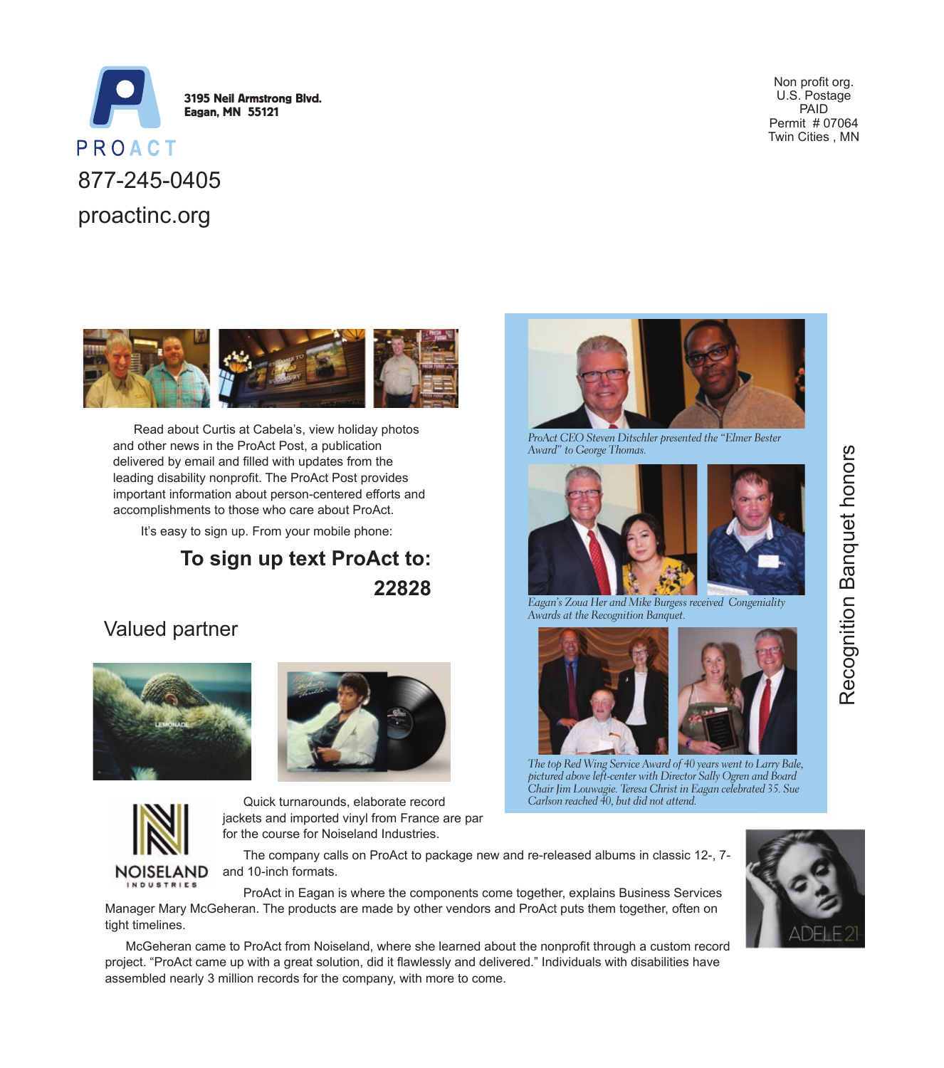PROACT

3195 Neil Armstrong Blvd.
Eagan, MN 55121

877-245-0405

proactinc.org

Non profit org.
U.S. Postage
PAID
Permit # 07064
Twin Cities , MN

Read about Curtis at Cabela's, view holiday photos and other news in the ProAct Post, a publication delivered by email and filled with updates from the leading disability nonprofit. The ProAct Post provides important information about person-centered efforts and accomplishments to those who care about ProAct.

It's easy to sign up. From your mobile phone:

**To sign up text ProAct to: 22828**

## Recognition Banquet honors

*ProAct CEO Steven Ditschler presented the "Elmer Bester Award" to George Thomas.*

*Eagan's Zoua Her and Mike Burgess received Congeniality Awards at the Recognition Banquet.*

*The top Red Wing Service Award of 40 years went to Larry Bale, pictured above left-center with Director Sally Ogren and Board Chair Jim Louwagie. Teresa Christ in Eagan celebrated 35. Sue Carlson reached 40, but did not attend.*

## Valued partner

NOISELAND INDUSTRIES

Quick turnarounds, elaborate record jackets and imported vinyl from France are par for the course for Noiseland Industries.

The company calls on ProAct to package new and re-released albums in classic 12-, 7- and 10-inch formats.

ProAct in Eagan is where the components come together, explains Business Services Manager Mary McGeheran. The products are made by other vendors and ProAct puts them together, often on tight timelines.

McGeheran came to ProAct from Noiseland, where she learned about the nonprofit through a custom record project. "ProAct came up with a great solution, did it flawlessly and delivered." Individuals with disabilities have assembled nearly 3 million records for the company, with more to come.